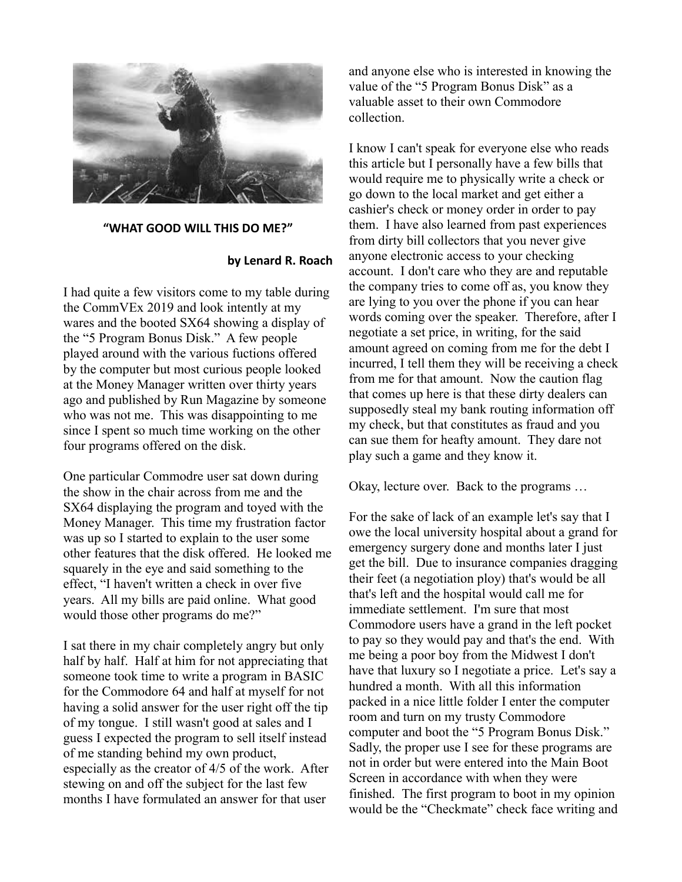**"WHAT GOOD WILL THIS DO ME?"**

**by Lenard R. Roach**

I had quite a few visitors come to my table during the CommVEx 2019 and look intently at my wares and the booted SX64 showing a display of the "5 Program Bonus Disk." A few people played around with the various fuctions offered by the computer but most curious people looked at the Money Manager written over thirty years ago and published by Run Magazine by someone who was not me. This was disappointing to me since I spent so much time working on the other four programs offered on the disk.

One particular Commodre user sat down during the show in the chair across from me and the SX64 displaying the program and toyed with the Money Manager. This time my frustration factor was up so I started to explain to the user some other features that the disk offered. He looked me squarely in the eye and said something to the effect, "I haven't written a check in over five years. All my bills are paid online. What good would those other programs do me?"

I sat there in my chair completely angry but only half by half. Half at him for not appreciating that someone took time to write a program in BASIC for the Commodore 64 and half at myself for not having a solid answer for the user right off the tip of my tongue. I still wasn't good at sales and I guess I expected the program to sell itself instead of me standing behind my own product, especially as the creator of 4/5 of the work. After stewing on and off the subject for the last few months I have formulated an answer for that user and anyone else who is interested in knowing the value of the "5 Program Bonus Disk" as a valuable asset to their own Commodore collection.

I know I can't speak for everyone else who reads this article but I personally have a few bills that would require me to physically write a check or go down to the local market and get either a cashier's check or money order in order to pay them. I have also learned from past experiences from dirty bill collectors that you never give anyone electronic access to your checking account. I don't care who they are and reputable the company tries to come off as, you know they are lying to you over the phone if you can hear words coming over the speaker. Therefore, after I negotiate a set price, in writing, for the said amount agreed on coming from me for the debt I incurred, I tell them they will be receiving a check from me for that amount. Now the caution flag that comes up here is that these dirty dealers can supposedly steal my bank routing information off my check, but that constitutes as fraud and you can sue them for heafty amount. They dare not play such a game and they know it.

Okay, lecture over. Back to the programs …

For the sake of lack of an example let's say that I owe the local university hospital about a grand for emergency surgery done and months later I just get the bill. Due to insurance companies dragging their feet (a negotiation ploy) that's would be all that's left and the hospital would call me for immediate settlement. I'm sure that most Commodore users have a grand in the left pocket to pay so they would pay and that's the end. With me being a poor boy from the Midwest I don't have that luxury so I negotiate a price. Let's say a hundred a month. With all this information packed in a nice little folder I enter the computer room and turn on my trusty Commodore computer and boot the "5 Program Bonus Disk." Sadly, the proper use I see for these programs are not in order but were entered into the Main Boot Screen in accordance with when they were finished. The first program to boot in my opinion would be the "Checkmate" check face writing and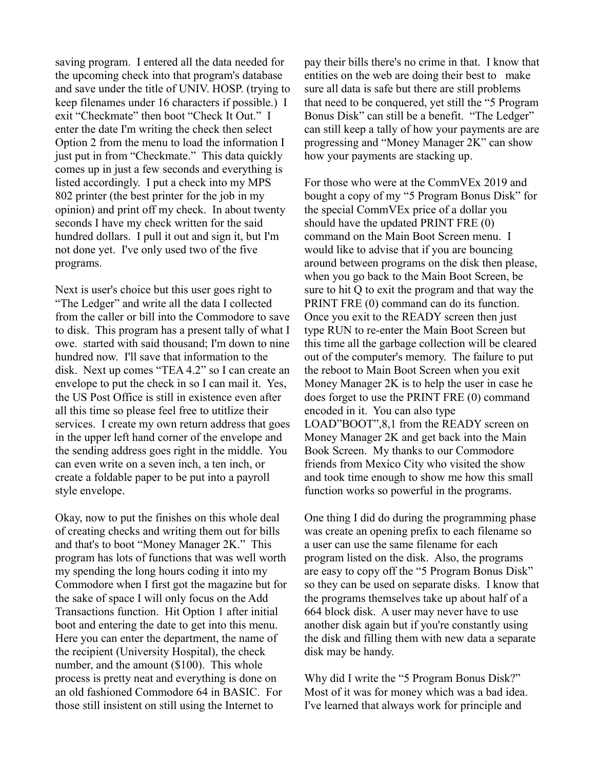saving program. I entered all the data needed for the upcoming check into that program's database and save under the title of UNIV. HOSP. (trying to keep filenames under 16 characters if possible.) I exit "Checkmate" then boot "Check It Out." I enter the date I'm writing the check then select Option 2 from the menu to load the information I just put in from "Checkmate." This data quickly comes up in just a few seconds and everything is listed accordingly. I put a check into my MPS 802 printer (the best printer for the job in my opinion) and print off my check. In about twenty seconds I have my check written for the said hundred dollars. I pull it out and sign it, but I'm not done yet. I've only used two of the five programs.

Next is user's choice but this user goes right to "The Ledger" and write all the data I collected from the caller or bill into the Commodore to save to disk. This program has a present tally of what I owe. started with said thousand; I'm down to nine hundred now. I'll save that information to the disk. Next up comes "TEA 4.2" so I can create an envelope to put the check in so I can mail it. Yes, the US Post Office is still in existence even after all this time so please feel free to utitlize their services. I create my own return address that goes in the upper left hand corner of the envelope and the sending address goes right in the middle. You can even write on a seven inch, a ten inch, or create a foldable paper to be put into a payroll style envelope.

Okay, now to put the finishes on this whole deal of creating checks and writing them out for bills and that's to boot "Money Manager 2K." This program has lots of functions that was well worth my spending the long hours coding it into my Commodore when I first got the magazine but for the sake of space I will only focus on the Add Transactions function. Hit Option 1 after initial boot and entering the date to get into this menu. Here you can enter the department, the name of the recipient (University Hospital), the check number, and the amount ($100). This whole process is pretty neat and everything is done on an old fashioned Commodore 64 in BASIC. For those still insistent on still using the Internet to pay their bills there's no crime in that. I know that entities on the web are doing their best to make sure all data is safe but there are still problems that need to be conquered, yet still the "5 Program Bonus Disk" can still be a benefit. "The Ledger" can still keep a tally of how your payments are are progressing and "Money Manager 2K" can show how your payments are stacking up.

For those who were at the CommVEx 2019 and bought a copy of my "5 Program Bonus Disk" for the special CommVEx price of a dollar you should have the updated PRINT FRE (0) command on the Main Boot Screen menu. I would like to advise that if you are bouncing around between programs on the disk then please, when you go back to the Main Boot Screen, be sure to hit Q to exit the program and that way the PRINT FRE (0) command can do its function. Once you exit to the READY screen then just type RUN to re-enter the Main Boot Screen but this time all the garbage collection will be cleared out of the computer's memory. The failure to put the reboot to Main Boot Screen when you exit Money Manager 2K is to help the user in case he does forget to use the PRINT FRE (0) command encoded in it. You can also type LOAD"BOOT",8,1 from the READY screen on Money Manager 2K and get back into the Main Book Screen. My thanks to our Commodore friends from Mexico City who visited the show and took time enough to show me how this small function works so powerful in the programs.

One thing I did do during the programming phase was create an opening prefix to each filename so a user can use the same filename for each program listed on the disk. Also, the programs are easy to copy off the "5 Program Bonus Disk" so they can be used on separate disks. I know that the programs themselves take up about half of a 664 block disk. A user may never have to use another disk again but if you're constantly using the disk and filling them with new data a separate disk may be handy.

Why did I write the "5 Program Bonus Disk?" Most of it was for money which was a bad idea. I've learned that always work for principle and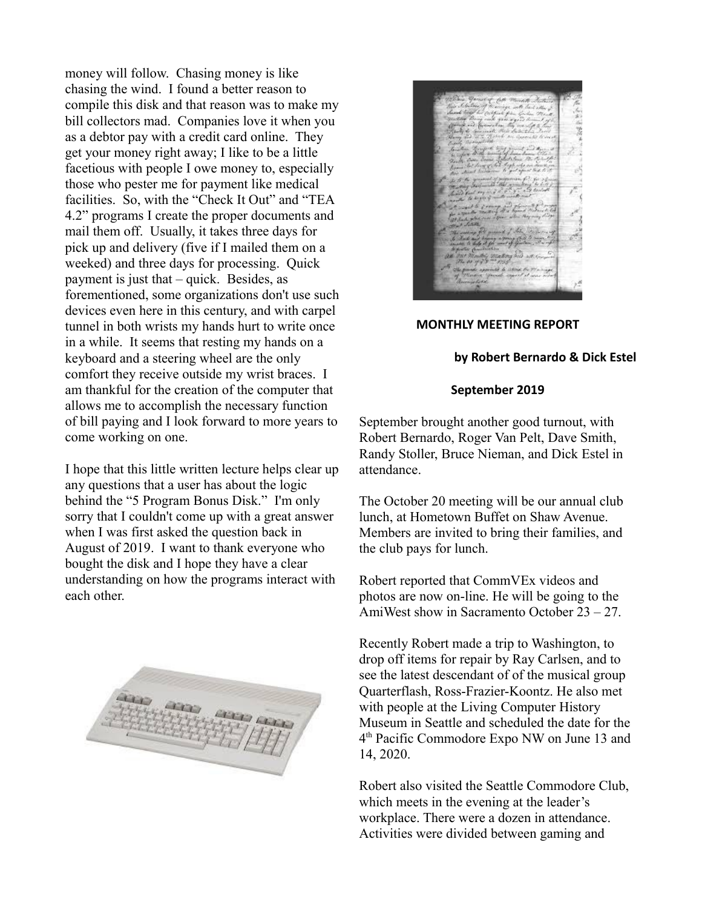money will follow. Chasing money is like chasing the wind. I found a better reason to compile this disk and that reason was to make my bill collectors mad. Companies love it when you as a debtor pay with a credit card online. They get your money right away; I like to be a little facetious with people I owe money to, especially those who pester me for payment like medical facilities. So, with the “Check It Out” and “TEA 4.2” programs I create the proper documents and mail them off. Usually, it takes three days for pick up and delivery (five if I mailed them on a weeked) and three days for processing. Quick payment is just that – quick. Besides, as forementioned, some organizations don't use such devices even here in this century, and with carpel tunnel in both wrists my hands hurt to write once in a while. It seems that resting my hands on a keyboard and a steering wheel are the only comfort they receive outside my wrist braces. I am thankful for the creation of the computer that allows me to accomplish the necessary function of bill paying and I look forward to more years to come working on one.

I hope that this little written lecture helps clear up any questions that a user has about the logic behind the “5 Program Bonus Disk.” I'm only sorry that I couldn't come up with a great answer when I was first asked the question back in August of 2019. I want to thank everyone who bought the disk and I hope they have a clear understanding on how the programs interact with each other.

**MONTHLY MEETING REPORT**

**by Robert Bernardo & Dick Estel**

**September 2019**

September brought another good turnout, with Robert Bernardo, Roger Van Pelt, Dave Smith, Randy Stoller, Bruce Nieman, and Dick Estel in attendance.

The October 20 meeting will be our annual club lunch, at Hometown Buffet on Shaw Avenue. Members are invited to bring their families, and the club pays for lunch.

Robert reported that CommVEx videos and photos are now on-line. He will be going to the AmiWest show in Sacramento October 23 – 27.

Recently Robert made a trip to Washington, to drop off items for repair by Ray Carlsen, and to see the latest descendant of of the musical group Quarterflash, Ross-Frazier-Koontz. He also met with people at the Living Computer History Museum in Seattle and scheduled the date for the 4th Pacific Commodore Expo NW on June 13 and 14, 2020.

Robert also visited the Seattle Commodore Club, which meets in the evening at the leader’s workplace. There were a dozen in attendance. Activities were divided between gaming and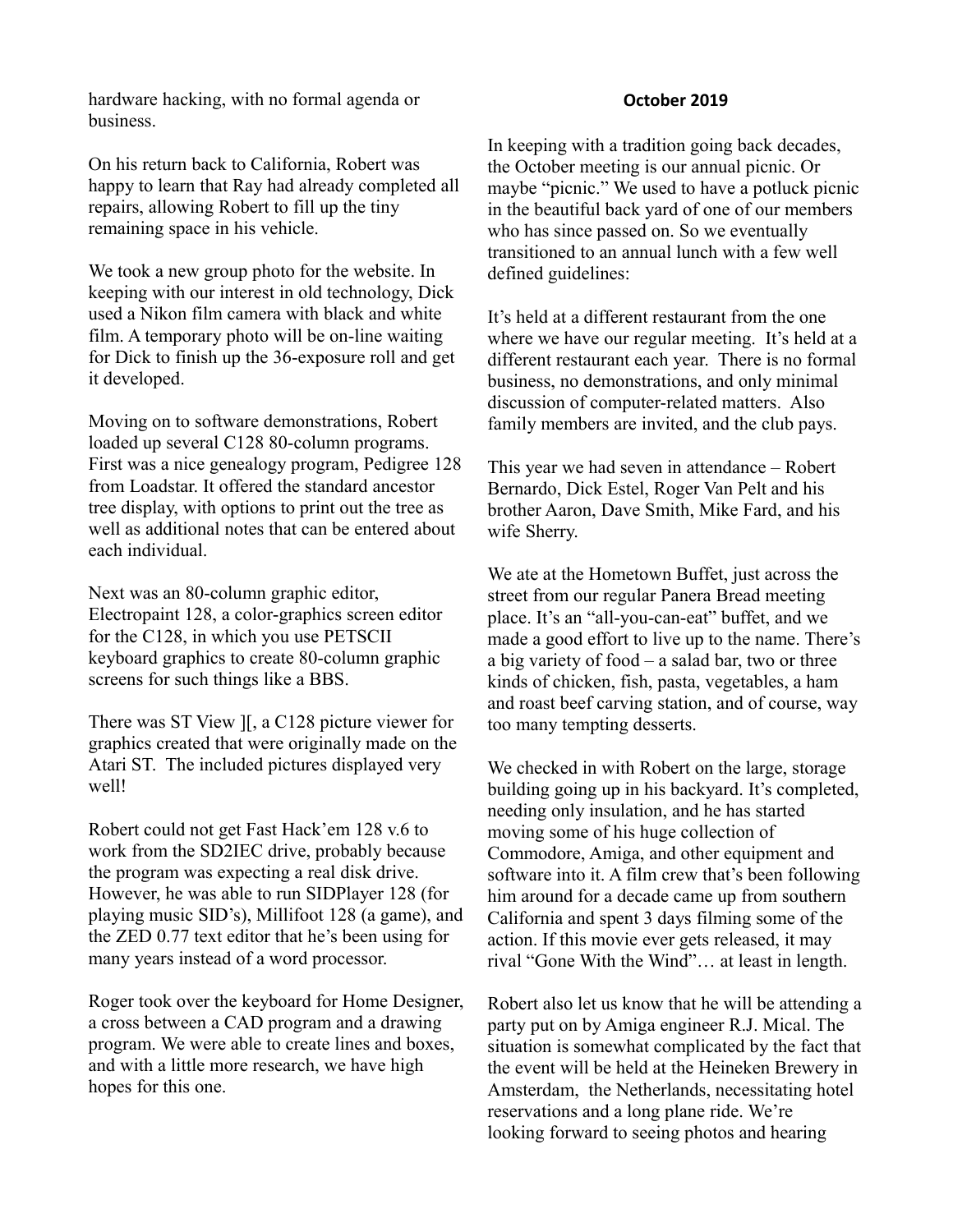hardware hacking, with no formal agenda or business.

On his return back to California, Robert was happy to learn that Ray had already completed all repairs, allowing Robert to fill up the tiny remaining space in his vehicle.

We took a new group photo for the website. In keeping with our interest in old technology, Dick used a Nikon film camera with black and white film. A temporary photo will be on-line waiting for Dick to finish up the 36-exposure roll and get it developed.

Moving on to software demonstrations, Robert loaded up several C128 80-column programs. First was a nice genealogy program, Pedigree 128 from Loadstar. It offered the standard ancestor tree display, with options to print out the tree as well as additional notes that can be entered about each individual.

Next was an 80-column graphic editor, Electropaint 128, a color-graphics screen editor for the C128, in which you use PETSCII keyboard graphics to create 80-column graphic screens for such things like a BBS.

There was ST View ][, a C128 picture viewer for graphics created that were originally made on the Atari ST. The included pictures displayed very well!

Robert could not get Fast Hack'em 128 v.6 to work from the SD2IEC drive, probably because the program was expecting a real disk drive. However, he was able to run SIDPlayer 128 (for playing music SID's), Millifoot 128 (a game), and the ZED 0.77 text editor that he's been using for many years instead of a word processor.

Roger took over the keyboard for Home Designer, a cross between a CAD program and a drawing program. We were able to create lines and boxes, and with a little more research, we have high hopes for this one.

**October 2019**

In keeping with a tradition going back decades, the October meeting is our annual picnic. Or maybe "picnic." We used to have a potluck picnic in the beautiful back yard of one of our members who has since passed on. So we eventually transitioned to an annual lunch with a few well defined guidelines:

It's held at a different restaurant from the one where we have our regular meeting. It's held at a different restaurant each year. There is no formal business, no demonstrations, and only minimal discussion of computer-related matters. Also family members are invited, and the club pays.

This year we had seven in attendance – Robert Bernardo, Dick Estel, Roger Van Pelt and his brother Aaron, Dave Smith, Mike Fard, and his wife Sherry.

We ate at the Hometown Buffet, just across the street from our regular Panera Bread meeting place. It's an "all-you-can-eat" buffet, and we made a good effort to live up to the name. There's a big variety of food – a salad bar, two or three kinds of chicken, fish, pasta, vegetables, a ham and roast beef carving station, and of course, way too many tempting desserts.

We checked in with Robert on the large, storage building going up in his backyard. It's completed, needing only insulation, and he has started moving some of his huge collection of Commodore, Amiga, and other equipment and software into it. A film crew that's been following him around for a decade came up from southern California and spent 3 days filming some of the action. If this movie ever gets released, it may rival "Gone With the Wind"… at least in length.

Robert also let us know that he will be attending a party put on by Amiga engineer R.J. Mical. The situation is somewhat complicated by the fact that the event will be held at the Heineken Brewery in Amsterdam, the Netherlands, necessitating hotel reservations and a long plane ride. We're looking forward to seeing photos and hearing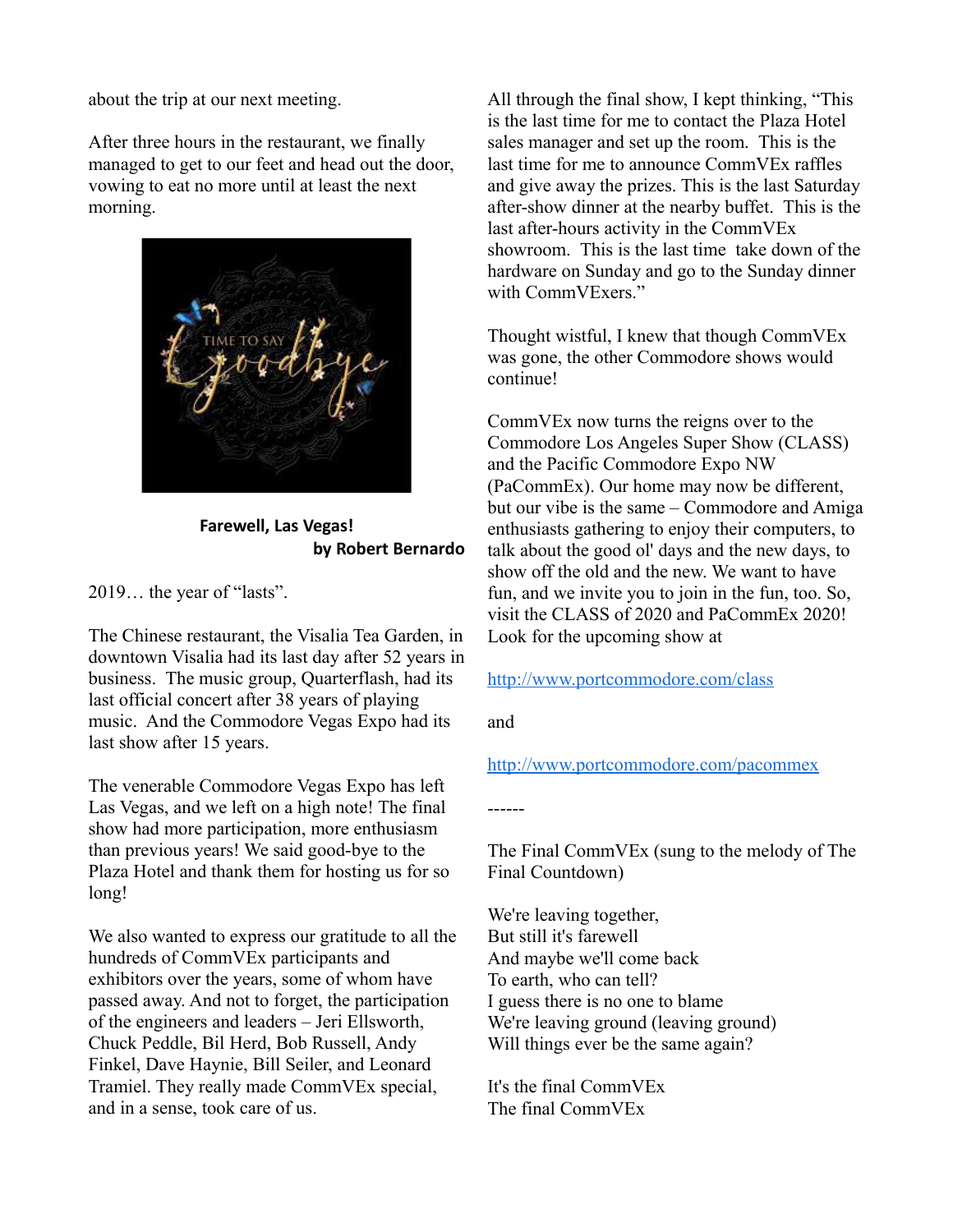about the trip at our next meeting.

After three hours in the restaurant, we finally managed to get to our feet and head out the door, vowing to eat no more until at least the next morning.

**Farewell, Las Vegas!**
**by Robert Bernardo**

2019… the year of "lasts".

The Chinese restaurant, the Visalia Tea Garden, in downtown Visalia had its last day after 52 years in business. The music group, Quarterflash, had its last official concert after 38 years of playing music. And the Commodore Vegas Expo had its last show after 15 years.

The venerable Commodore Vegas Expo has left Las Vegas, and we left on a high note! The final show had more participation, more enthusiasm than previous years! We said good-bye to the Plaza Hotel and thank them for hosting us for so long!

We also wanted to express our gratitude to all the hundreds of CommVEx participants and exhibitors over the years, some of whom have passed away. And not to forget, the participation of the engineers and leaders – Jeri Ellsworth, Chuck Peddle, Bil Herd, Bob Russell, Andy Finkel, Dave Haynie, Bill Seiler, and Leonard Tramiel. They really made CommVEx special, and in a sense, took care of us.

All through the final show, I kept thinking, "This is the last time for me to contact the Plaza Hotel sales manager and set up the room. This is the last time for me to announce CommVEx raffles and give away the prizes. This is the last Saturday after-show dinner at the nearby buffet. This is the last after-hours activity in the CommVEx showroom. This is the last time take down of the hardware on Sunday and go to the Sunday dinner with CommVExers."

Thought wistful, I knew that though CommVEx was gone, the other Commodore shows would continue!

CommVEx now turns the reigns over to the Commodore Los Angeles Super Show (CLASS) and the Pacific Commodore Expo NW (PaCommEx). Our home may now be different, but our vibe is the same – Commodore and Amiga enthusiasts gathering to enjoy their computers, to talk about the good ol' days and the new days, to show off the old and the new. We want to have fun, and we invite you to join in the fun, too. So, visit the CLASS of 2020 and PaCommEx 2020! Look for the upcoming show at

http://www.portcommodore.com/class

and

http://www.portcommodore.com/pacommex

------

The Final CommVEx (sung to the melody of The Final Countdown)

We're leaving together,
But still it's farewell
And maybe we'll come back
To earth, who can tell?
I guess there is no one to blame
We're leaving ground (leaving ground)
Will things ever be the same again?

It's the final CommVEx
The final CommVEx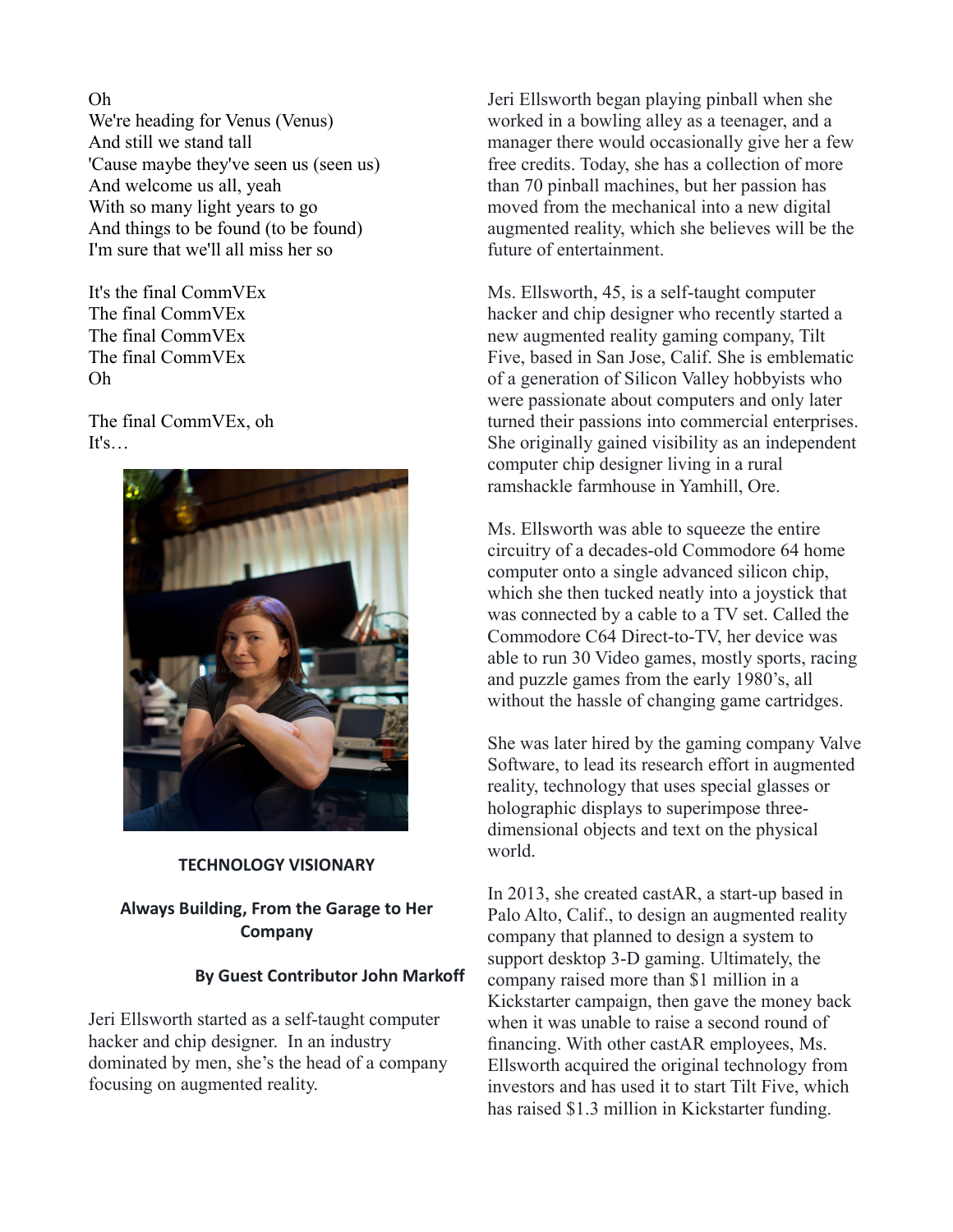Oh
We're heading for Venus (Venus)
And still we stand tall
'Cause maybe they've seen us (seen us)
And welcome us all, yeah
With so many light years to go
And things to be found (to be found)
I'm sure that we'll all miss her so

It's the final CommVEx
The final CommVEx
The final CommVEx
The final CommVEx
Oh

The final CommVEx, oh
It's…

**TECHNOLOGY VISIONARY**

## Always Building, From the Garage to Her Company

**By Guest Contributor John Markoff**

Jeri Ellsworth started as a self-taught computer hacker and chip designer. In an industry dominated by men, she's the head of a company focusing on augmented reality.

Jeri Ellsworth began playing pinball when she worked in a bowling alley as a teenager, and a manager there would occasionally give her a few free credits. Today, she has a collection of more than 70 pinball machines, but her passion has moved from the mechanical into a new digital augmented reality, which she believes will be the future of entertainment.

Ms. Ellsworth, 45, is a self-taught computer hacker and chip designer who recently started a new augmented reality gaming company, Tilt Five, based in San Jose, Calif. She is emblematic of a generation of Silicon Valley hobbyists who were passionate about computers and only later turned their passions into commercial enterprises. She originally gained visibility as an independent computer chip designer living in a rural ramshackle farmhouse in Yamhill, Ore.

Ms. Ellsworth was able to squeeze the entire circuitry of a decades-old Commodore 64 home computer onto a single advanced silicon chip, which she then tucked neatly into a joystick that was connected by a cable to a TV set. Called the Commodore C64 Direct-to-TV, her device was able to run 30 Video games, mostly sports, racing and puzzle games from the early 1980's, all without the hassle of changing game cartridges.

She was later hired by the gaming company Valve Software, to lead its research effort in augmented reality, technology that uses special glasses or holographic displays to superimpose three-dimensional objects and text on the physical world.

In 2013, she created castAR, a start-up based in Palo Alto, Calif., to design an augmented reality company that planned to design a system to support desktop 3-D gaming. Ultimately, the company raised more than $1 million in a Kickstarter campaign, then gave the money back when it was unable to raise a second round of financing. With other castAR employees, Ms. Ellsworth acquired the original technology from investors and has used it to start Tilt Five, which has raised $1.3 million in Kickstarter funding.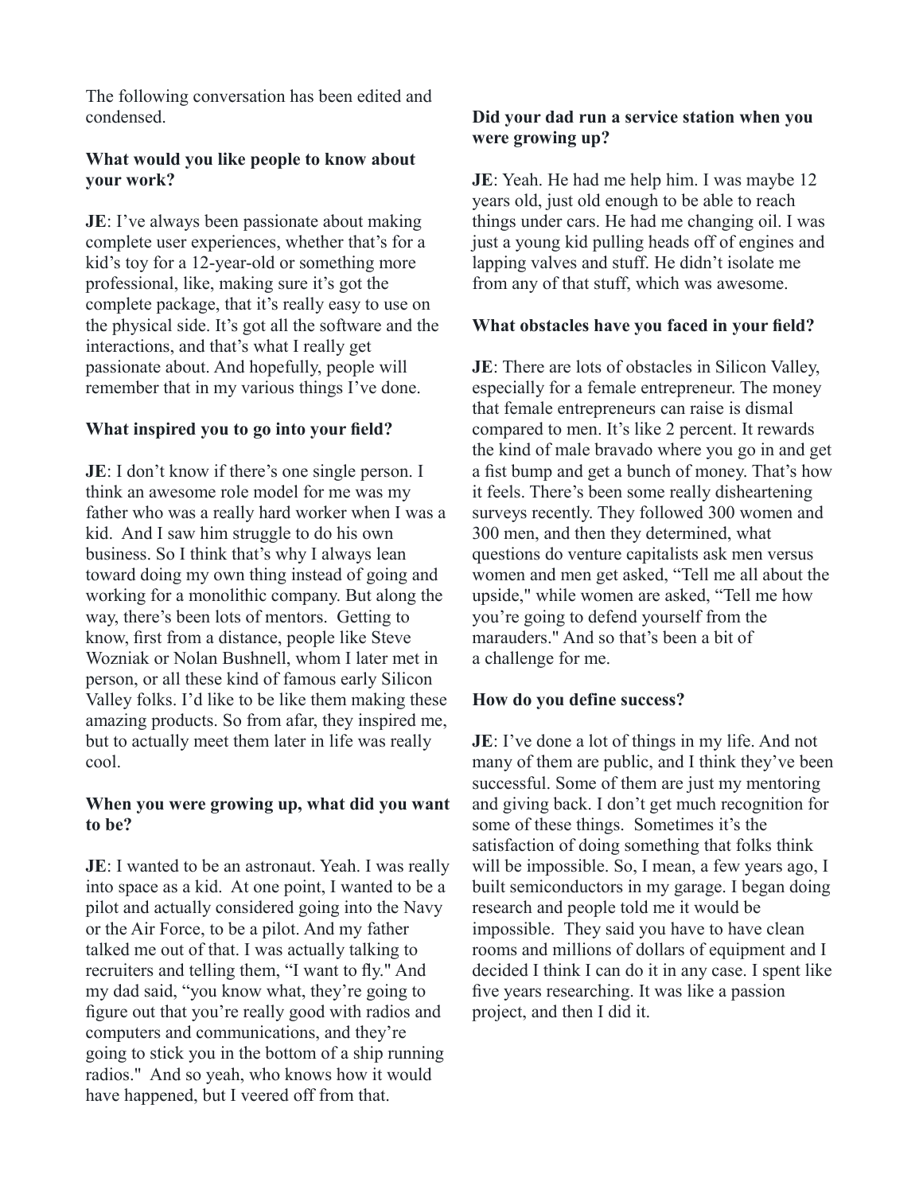The following conversation has been edited and condensed.

**What would you like people to know about your work?**

**JE**: I've always been passionate about making complete user experiences, whether that's for a kid's toy for a 12-year-old or something more professional, like, making sure it's got the complete package, that it's really easy to use on the physical side. It's got all the software and the interactions, and that's what I really get passionate about. And hopefully, people will remember that in my various things I've done.

**What inspired you to go into your field?**

**JE**: I don't know if there's one single person. I think an awesome role model for me was my father who was a really hard worker when I was a kid. And I saw him struggle to do his own business. So I think that's why I always lean toward doing my own thing instead of going and working for a monolithic company. But along the way, there's been lots of mentors. Getting to know, first from a distance, people like Steve Wozniak or Nolan Bushnell, whom I later met in person, or all these kind of famous early Silicon Valley folks. I'd like to be like them making these amazing products. So from afar, they inspired me, but to actually meet them later in life was really cool.

**When you were growing up, what did you want to be?**

**JE**: I wanted to be an astronaut. Yeah. I was really into space as a kid. At one point, I wanted to be a pilot and actually considered going into the Navy or the Air Force, to be a pilot. And my father talked me out of that. I was actually talking to recruiters and telling them, "I want to fly." And my dad said, "you know what, they're going to figure out that you're really good with radios and computers and communications, and they're going to stick you in the bottom of a ship running radios." And so yeah, who knows how it would have happened, but I veered off from that.

**Did your dad run a service station when you were growing up?**

**JE**: Yeah. He had me help him. I was maybe 12 years old, just old enough to be able to reach things under cars. He had me changing oil. I was just a young kid pulling heads off of engines and lapping valves and stuff. He didn't isolate me from any of that stuff, which was awesome.

**What obstacles have you faced in your field?**

**JE**: There are lots of obstacles in Silicon Valley, especially for a female entrepreneur. The money that female entrepreneurs can raise is dismal compared to men. It's like 2 percent. It rewards the kind of male bravado where you go in and get a fist bump and get a bunch of money. That's how it feels. There's been some really disheartening surveys recently. They followed 300 women and 300 men, and then they determined, what questions do venture capitalists ask men versus women and men get asked, "Tell me all about the upside," while women are asked, "Tell me how you're going to defend yourself from the marauders." And so that's been a bit of a challenge for me.

**How do you define success?**

**JE**: I've done a lot of things in my life. And not many of them are public, and I think they've been successful. Some of them are just my mentoring and giving back. I don't get much recognition for some of these things. Sometimes it's the satisfaction of doing something that folks think will be impossible. So, I mean, a few years ago, I built semiconductors in my garage. I began doing research and people told me it would be impossible. They said you have to have clean rooms and millions of dollars of equipment and I decided I think I can do it in any case. I spent like five years researching. It was like a passion project, and then I did it.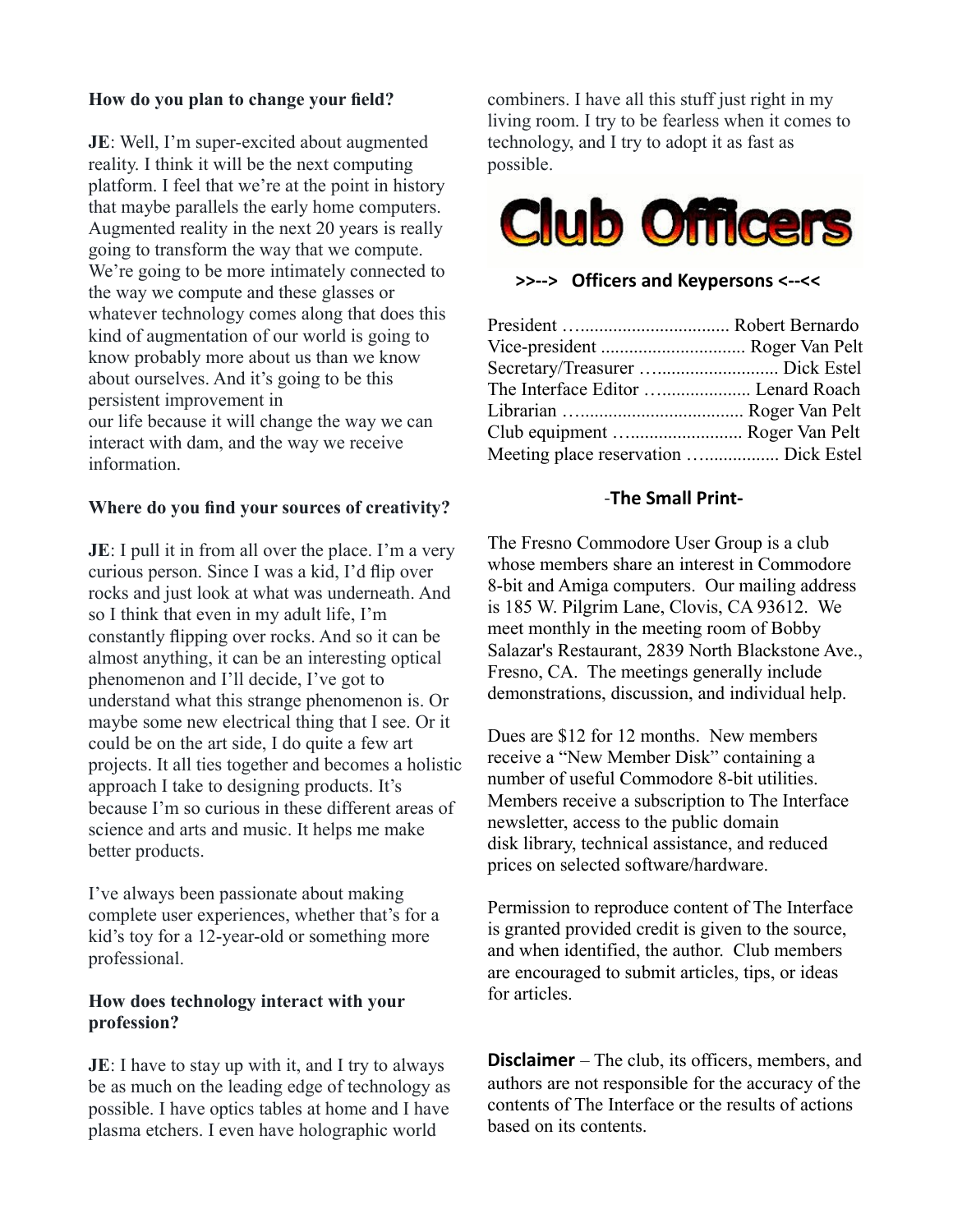**How do you plan to change your field?**

**JE**: Well, I'm super-excited about augmented reality. I think it will be the next computing platform. I feel that we're at the point in history that maybe parallels the early home computers. Augmented reality in the next 20 years is really going to transform the way that we compute. We're going to be more intimately connected to the way we compute and these glasses or whatever technology comes along that does this kind of augmentation of our world is going to know probably more about us than we know about ourselves. And it's going to be this persistent improvement in our life because it will change the way we can interact with dam, and the way we receive information.

**Where do you find your sources of creativity?**

**JE**: I pull it in from all over the place. I'm a very curious person. Since I was a kid, I'd flip over rocks and just look at what was underneath. And so I think that even in my adult life, I'm constantly flipping over rocks. And so it can be almost anything, it can be an interesting optical phenomenon and I'll decide, I've got to understand what this strange phenomenon is. Or maybe some new electrical thing that I see. Or it could be on the art side, I do quite a few art projects. It all ties together and becomes a holistic approach I take to designing products. It's because I'm so curious in these different areas of science and arts and music. It helps me make better products.

I've always been passionate about making complete user experiences, whether that's for a kid's toy for a 12-year-old or something more professional.

**How does technology interact with your profession?**

**JE**: I have to stay up with it, and I try to always be as much on the leading edge of technology as possible. I have optics tables at home and I have plasma etchers. I even have holographic world combiners. I have all this stuff just right in my living room. I try to be fearless when it comes to technology, and I try to adopt it as fast as possible.

# Club Officers

**>>--> Officers and Keypersons <--<<**

President …................................ Robert Bernardo
Vice-president ............................... Roger Van Pelt
Secretary/Treasurer …......................... Dick Estel
The Interface Editor …................... Lenard Roach
Librarian …................................... Roger Van Pelt
Club equipment …......................... Roger Van Pelt
Meeting place reservation ….............. Dick Estel

## -The Small Print-

The Fresno Commodore User Group is a club whose members share an interest in Commodore 8-bit and Amiga computers. Our mailing address is 185 W. Pilgrim Lane, Clovis, CA 93612. We meet monthly in the meeting room of Bobby Salazar's Restaurant, 2839 North Blackstone Ave., Fresno, CA. The meetings generally include demonstrations, discussion, and individual help.

Dues are $12 for 12 months. New members receive a "New Member Disk" containing a number of useful Commodore 8-bit utilities. Members receive a subscription to The Interface newsletter, access to the public domain disk library, technical assistance, and reduced prices on selected software/hardware.

Permission to reproduce content of The Interface is granted provided credit is given to the source, and when identified, the author. Club members are encouraged to submit articles, tips, or ideas for articles.

**Disclaimer** – The club, its officers, members, and authors are not responsible for the accuracy of the contents of The Interface or the results of actions based on its contents.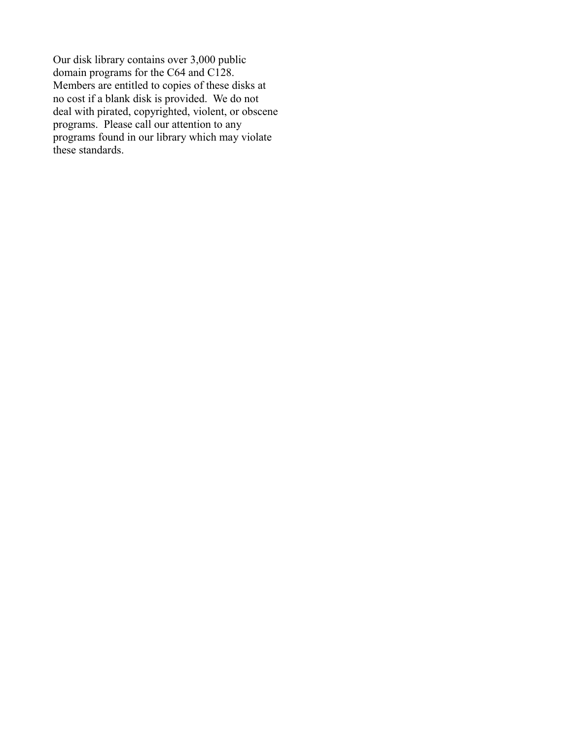Our disk library contains over 3,000 public domain programs for the C64 and C128. Members are entitled to copies of these disks at no cost if a blank disk is provided. We do not deal with pirated, copyrighted, violent, or obscene programs. Please call our attention to any programs found in our library which may violate these standards.